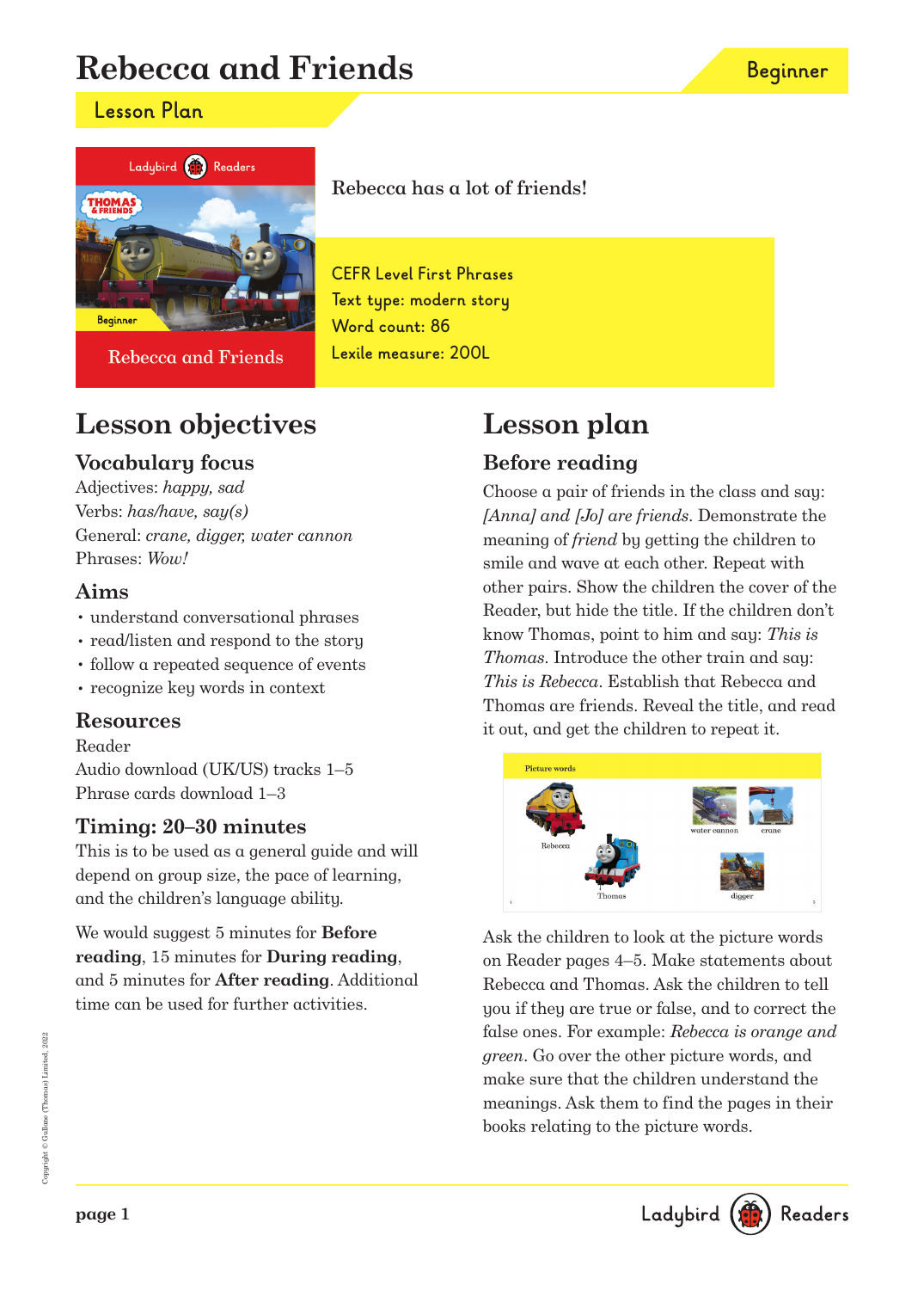# Rebecca and Friends

Beginner

## Lesson Plan

Rebecca has a lot of friends!

CEFR Level First Phrases
Text type: modern story
Word count: 86
Lexile measure: 200L

## Lesson objectives

### Vocabulary focus

Adjectives: *happy, sad*
Verbs: *has/have, say(s)*
General: *crane, digger, water cannon*
Phrases: *Wow!*

### Aims

- understand conversational phrases
- read/listen and respond to the story
- follow a repeated sequence of events
- recognize key words in context

### Resources

Reader
Audio download (UK/US) tracks 1–5
Phrase cards download 1–3

### Timing: 20–30 minutes

This is to be used as a general guide and will depend on group size, the pace of learning, and the children's language ability.

We would suggest 5 minutes for **Before reading**, 15 minutes for **During reading**, and 5 minutes for **After reading**. Additional time can be used for further activities.

## Lesson plan

### Before reading

Choose a pair of friends in the class and say: *[Anna] and [Jo] are friends*. Demonstrate the meaning of *friend* by getting the children to smile and wave at each other. Repeat with other pairs. Show the children the cover of the Reader, but hide the title. If the children don't know Thomas, point to him and say: *This is Thomas*. Introduce the other train and say: *This is Rebecca*. Establish that Rebecca and Thomas are friends. Reveal the title, and read it out, and get the children to repeat it.

Picture words

Rebecca, Thomas, water cannon, crane, digger

Ask the children to look at the picture words on Reader pages 4–5. Make statements about Rebecca and Thomas. Ask the children to tell you if they are true or false, and to correct the false ones. For example: *Rebecca is orange and green*. Go over the other picture words, and make sure that the children understand the meanings. Ask them to find the pages in their books relating to the picture words.

Copyright © Gullane (Thomas) Limited, 2022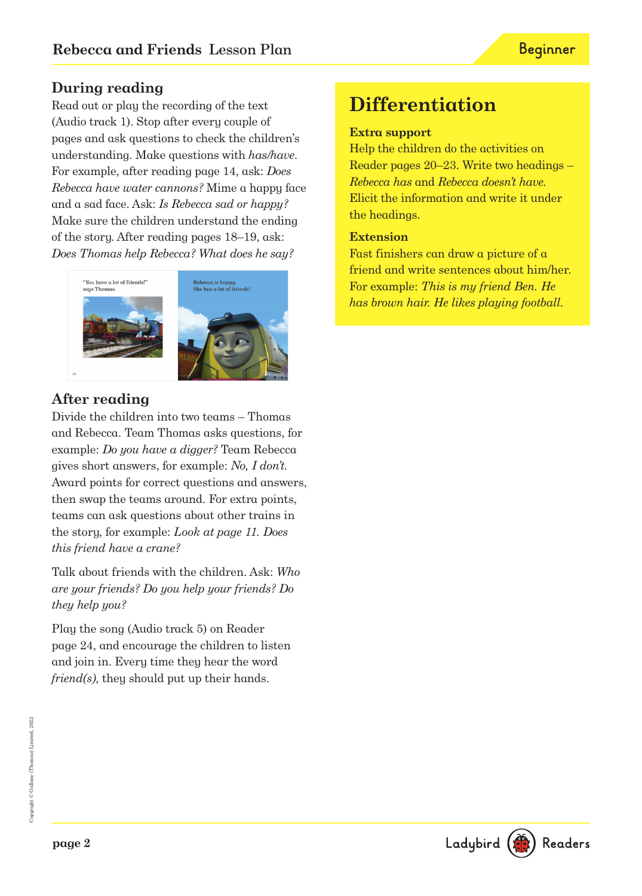## During reading

Read out or play the recording of the text (Audio track 1). Stop after every couple of pages and ask questions to check the children's understanding. Make questions with *has/have*. For example, after reading page 14, ask: *Does Rebecca have water cannons?* Mime a happy face and a sad face. Ask: *Is Rebecca sad or happy?* Make sure the children understand the ending of the story. After reading pages 18–19, ask: *Does Thomas help Rebecca? What does he say?*

## After reading

Divide the children into two teams – Thomas and Rebecca. Team Thomas asks questions, for example: *Do you have a digger?* Team Rebecca gives short answers, for example: *No, I don't.* Award points for correct questions and answers, then swap the teams around. For extra points, teams can ask questions about other trains in the story, for example: *Look at page 11. Does this friend have a crane?*

Talk about friends with the children. Ask: *Who are your friends? Do you help your friends? Do they help you?*

Play the song (Audio track 5) on Reader page 24, and encourage the children to listen and join in. Every time they hear the word *friend(s)*, they should put up their hands.

# Differentiation

**Extra support**

Help the children do the activities on Reader pages 20–23. Write two headings – *Rebecca has* and *Rebecca doesn't have.* Elicit the information and write it under the headings.

**Extension**

Fast finishers can draw a picture of a friend and write sentences about him/her. For example: *This is my friend Ben. He has brown hair. He likes playing football.*